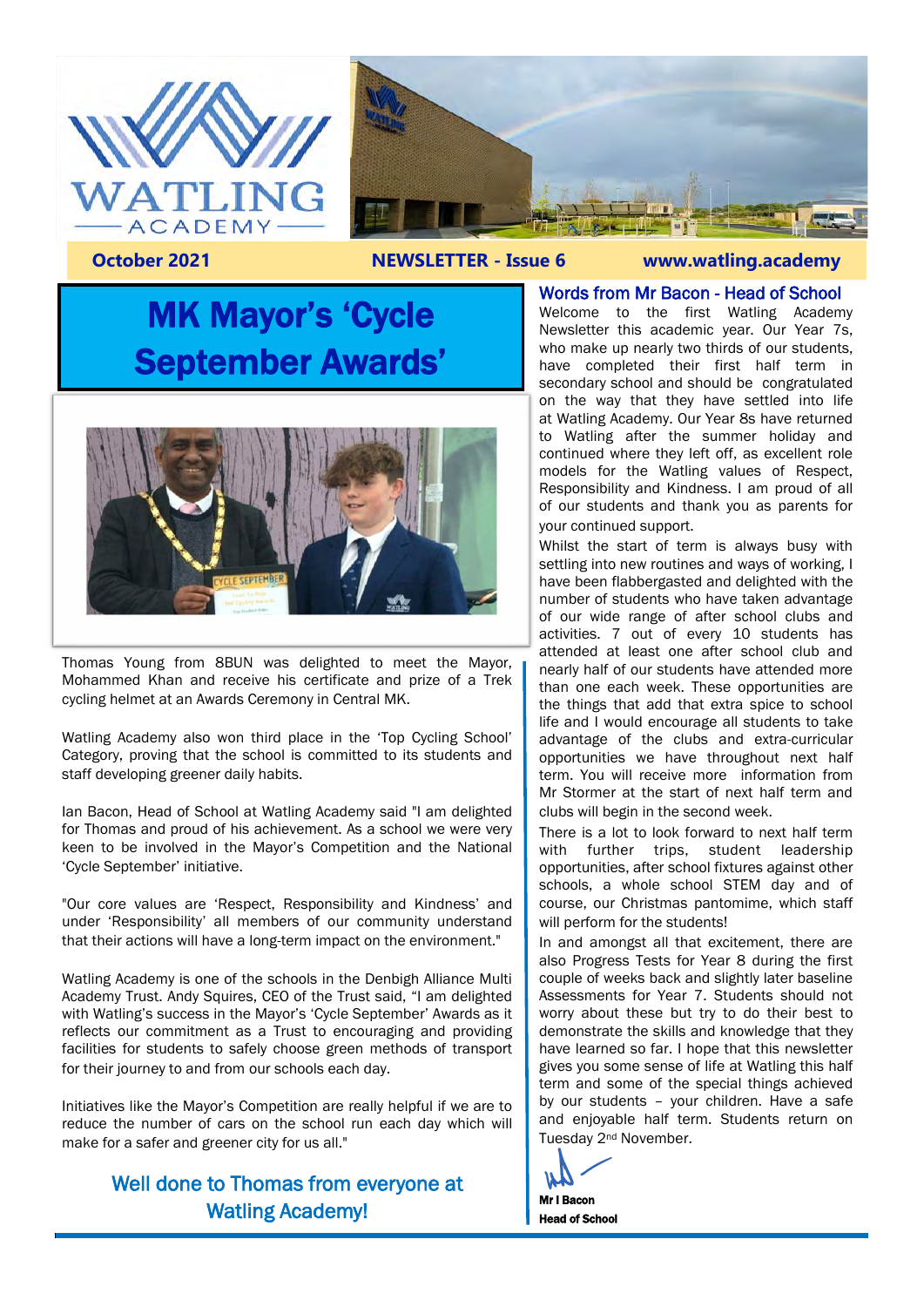**October 2021** | **NEWSLETTER - Issue 6** | **www.watling.academy**

# MK Mayor's 'Cycle September Awards'

Thomas Young from 8BUN was delighted to meet the Mayor, Mohammed Khan and receive his certificate and prize of a Trek cycling helmet at an Awards Ceremony in Central MK.

Watling Academy also won third place in the 'Top Cycling School' Category, proving that the school is committed to its students and staff developing greener daily habits.

Ian Bacon, Head of School at Watling Academy said "I am delighted for Thomas and proud of his achievement. As a school we were very keen to be involved in the Mayor's Competition and the National 'Cycle September' initiative.

"Our core values are 'Respect, Responsibility and Kindness' and under 'Responsibility' all members of our community understand that their actions will have a long-term impact on the environment."

Watling Academy is one of the schools in the Denbigh Alliance Multi Academy Trust. Andy Squires, CEO of the Trust said, "I am delighted with Watling's success in the Mayor's 'Cycle September' Awards as it reflects our commitment as a Trust to encouraging and providing facilities for students to safely choose green methods of transport for their journey to and from our schools each day.

Initiatives like the Mayor's Competition are really helpful if we are to reduce the number of cars on the school run each day which will make for a safer and greener city for us all."

**Well done to Thomas from everyone at Watling Academy!**

## Words from Mr Bacon - Head of School

Welcome to the first Watling Academy Newsletter this academic year. Our Year 7s, who make up nearly two thirds of our students, have completed their first half term in secondary school and should be congratulated on the way that they have settled into life at Watling Academy. Our Year 8s have returned to Watling after the summer holiday and continued where they left off, as excellent role models for the Watling values of Respect, Responsibility and Kindness. I am proud of all of our students and thank you as parents for your continued support.

Whilst the start of term is always busy with settling into new routines and ways of working, I have been flabbergasted and delighted with the number of students who have taken advantage of our wide range of after school clubs and activities. 7 out of every 10 students has attended at least one after school club and nearly half of our students have attended more than one each week. These opportunities are the things that add that extra spice to school life and I would encourage all students to take advantage of the clubs and extra-curricular opportunities we have throughout next half term. You will receive more information from Mr Stormer at the start of next half term and clubs will begin in the second week.

There is a lot to look forward to next half term with further trips, student leadership opportunities, after school fixtures against other schools, a whole school STEM day and of course, our Christmas pantomime, which staff will perform for the students!

In and amongst all that excitement, there are also Progress Tests for Year 8 during the first couple of weeks back and slightly later baseline Assessments for Year 7. Students should not worry about these but try to do their best to demonstrate the skills and knowledge that they have learned so far. I hope that this newsletter gives you some sense of life at Watling this half term and some of the special things achieved by our students – your children. Have a safe and enjoyable half term. Students return on Tuesday 2nd November.

**Mr I Bacon**
**Head of School**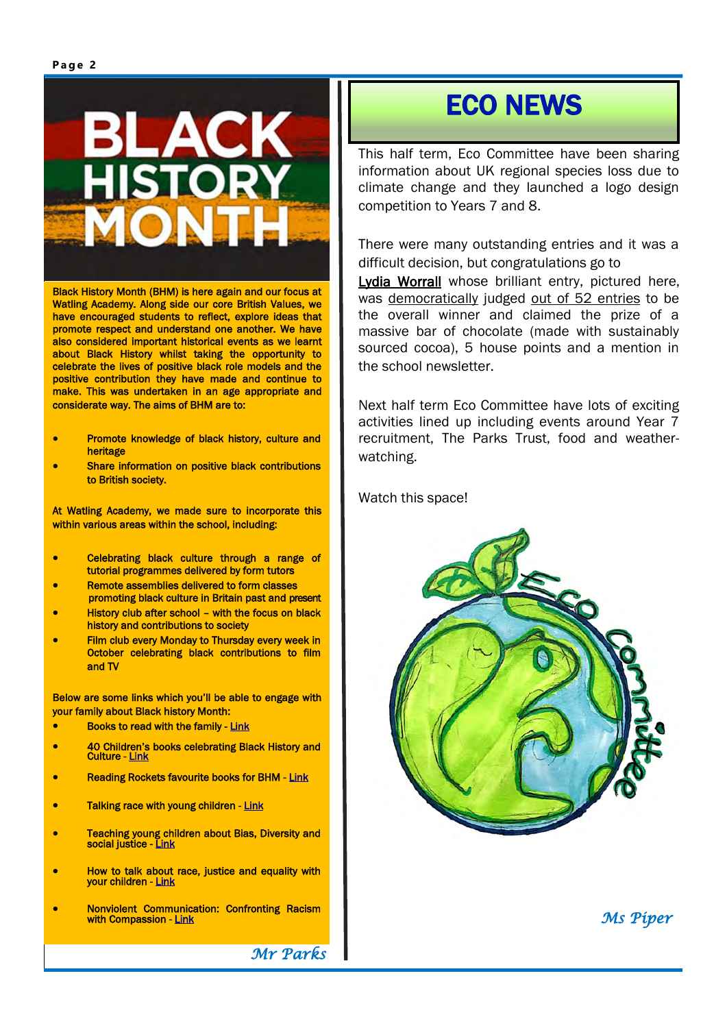# BLACK HISTORY MONTH

Black History Month (BHM) is here again and our focus at Watling Academy. Along side our core British Values, we have encouraged students to reflect, explore ideas that promote respect and understand one another. We have also considered important historical events as we learnt about Black History whilst taking the opportunity to celebrate the lives of positive black role models and the positive contribution they have made and continue to make. This was undertaken in an age appropriate and considerate way. The aims of BHM are to:

- Promote knowledge of black history, culture and heritage
- Share information on positive black contributions to British society.

At Watling Academy, we made sure to incorporate this within various areas within the school, including:

- Celebrating black culture through a range of tutorial programmes delivered by form tutors
- Remote assemblies delivered to form classes promoting black culture in Britain past and present
- History club after school – with the focus on black history and contributions to society
- Film club every Monday to Thursday every week in October celebrating black contributions to film and TV

Below are some links which you'll be able to engage with your family about Black history Month:

- Books to read with the family - Link
- 40 Children's books celebrating Black History and Culture - Link
- Reading Rockets favourite books for BHM - Link
- Talking race with young children - Link
- Teaching young children about Bias, Diversity and social justice - Link
- How to talk about race, justice and equality with your children - Link
- Nonviolent Communication: Confronting Racism with Compassion - Link

*Mr Parks*

# ECO NEWS

This half term, Eco Committee have been sharing information about UK regional species loss due to climate change and they launched a logo design competition to Years 7 and 8.

There were many outstanding entries and it was a difficult decision, but congratulations go to Lydia Worrall whose brilliant entry, pictured here, was democratically judged out of 52 entries to be the overall winner and claimed the prize of a massive bar of chocolate (made with sustainably sourced cocoa), 5 house points and a mention in the school newsletter.

Next half term Eco Committee have lots of exciting activities lined up including events around Year 7 recruitment, The Parks Trust, food and weather-watching.

Watch this space!

*Ms Piper*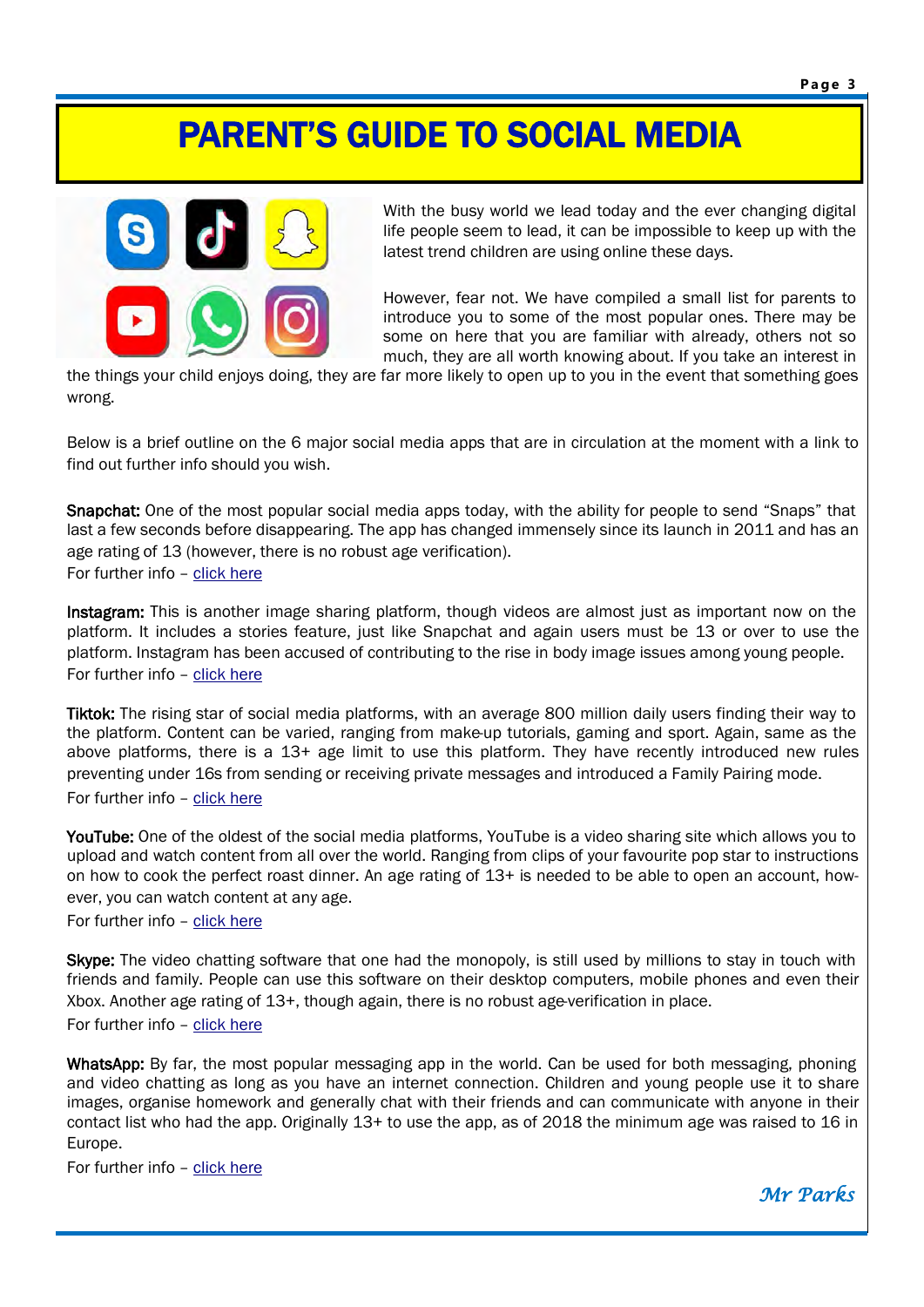# PARENT'S GUIDE TO SOCIAL MEDIA

With the busy world we lead today and the ever changing digital life people seem to lead, it can be impossible to keep up with the latest trend children are using online these days.

However, fear not. We have compiled a small list for parents to introduce you to some of the most popular ones. There may be some on here that you are familiar with already, others not so much, they are all worth knowing about. If you take an interest in the things your child enjoys doing, they are far more likely to open up to you in the event that something goes wrong.

Below is a brief outline on the 6 major social media apps that are in circulation at the moment with a link to find out further info should you wish.

**Snapchat:** One of the most popular social media apps today, with the ability for people to send "Snaps" that last a few seconds before disappearing. The app has changed immensely since its launch in 2011 and has an age rating of 13 (however, there is no robust age verification).
For further info – click here

**Instagram:** This is another image sharing platform, though videos are almost just as important now on the platform. It includes a stories feature, just like Snapchat and again users must be 13 or over to use the platform. Instagram has been accused of contributing to the rise in body image issues among young people.
For further info – click here

**Tiktok:** The rising star of social media platforms, with an average 800 million daily users finding their way to the platform. Content can be varied, ranging from make-up tutorials, gaming and sport. Again, same as the above platforms, there is a 13+ age limit to use this platform. They have recently introduced new rules preventing under 16s from sending or receiving private messages and introduced a Family Pairing mode.
For further info – click here

**YouTube:** One of the oldest of the social media platforms, YouTube is a video sharing site which allows you to upload and watch content from all over the world. Ranging from clips of your favourite pop star to instructions on how to cook the perfect roast dinner. An age rating of 13+ is needed to be able to open an account, however, you can watch content at any age.
For further info – click here

**Skype:** The video chatting software that one had the monopoly, is still used by millions to stay in touch with friends and family. People can use this software on their desktop computers, mobile phones and even their Xbox. Another age rating of 13+, though again, there is no robust age-verification in place.
For further info – click here

**WhatsApp:** By far, the most popular messaging app in the world. Can be used for both messaging, phoning and video chatting as long as you have an internet connection. Children and young people use it to share images, organise homework and generally chat with their friends and can communicate with anyone in their contact list who had the app. Originally 13+ to use the app, as of 2018 the minimum age was raised to 16 in Europe.
For further info – click here

*Mr Parks*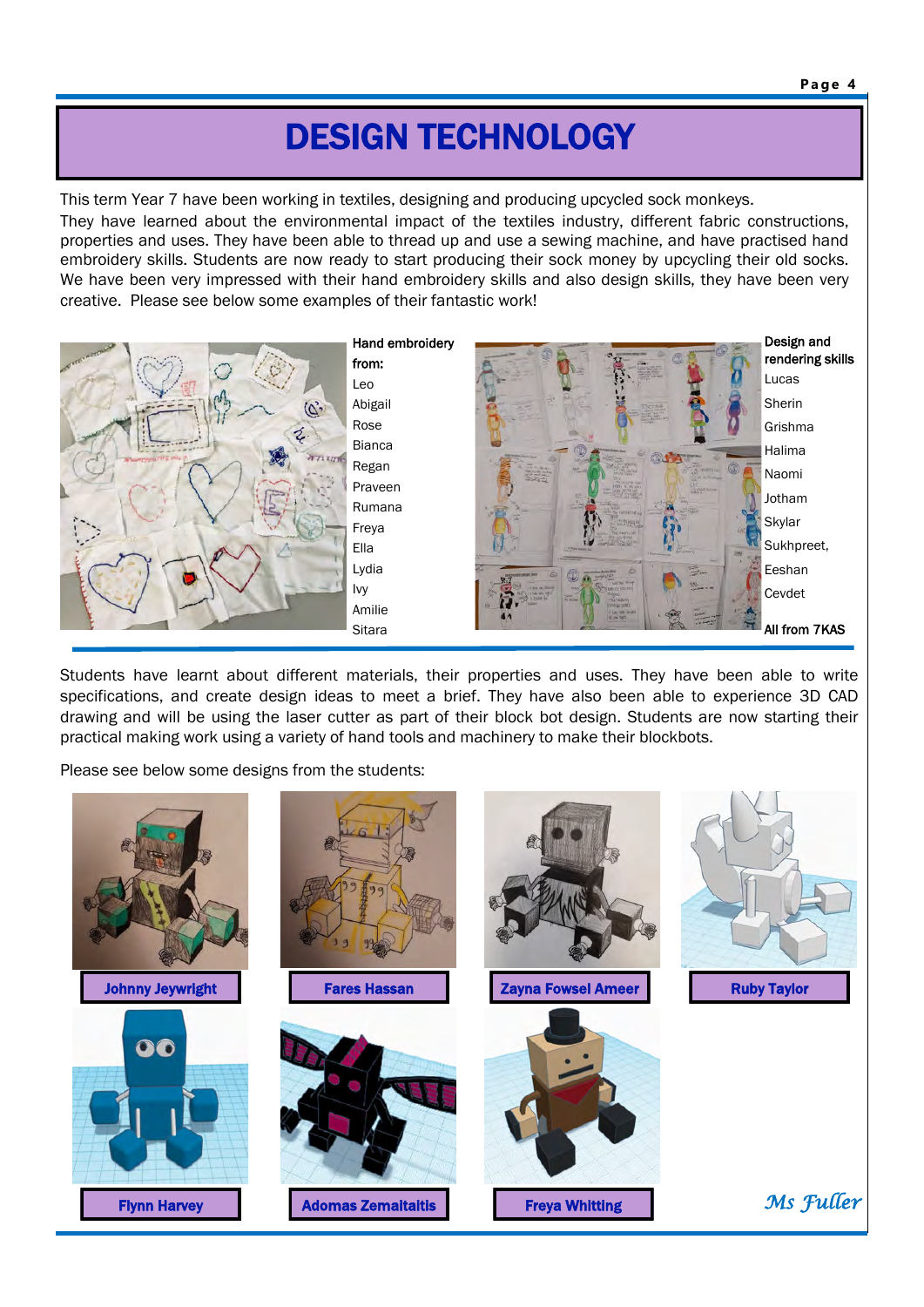# DESIGN TECHNOLOGY

This term Year 7 have been working in textiles, designing and producing upcycled sock monkeys. They have learned about the environmental impact of the textiles industry, different fabric constructions, properties and uses. They have been able to thread up and use a sewing machine, and have practised hand embroidery skills. Students are now ready to start producing their sock money by upcycling their old socks. We have been very impressed with their hand embroidery skills and also design skills, they have been very creative. Please see below some examples of their fantastic work!

**Hand embroidery from:**
Leo
Abigail
Rose
Bianca
Regan
Praveen
Rumana
Freya
Ella
Lydia
Ivy
Amilie
Sitara

**Design and rendering skills**
Lucas
Sherin
Grishma
Halima
Naomi
Jotham
Skylar
Sukhpreet,
Eeshan
Cevdet

**All from 7KAS**

Students have learnt about different materials, their properties and uses. They have been able to write specifications, and create design ideas to meet a brief. They have also been able to experience 3D CAD drawing and will be using the laser cutter as part of their block bot design. Students are now starting their practical making work using a variety of hand tools and machinery to make their blockbots.

Please see below some designs from the students:

Johnny Jeywright

Fares Hassan

Zayna Fowsel Ameer

Ruby Taylor

Flynn Harvey

Adomas Zemaitaitis

Freya Whitting

*Ms Fuller*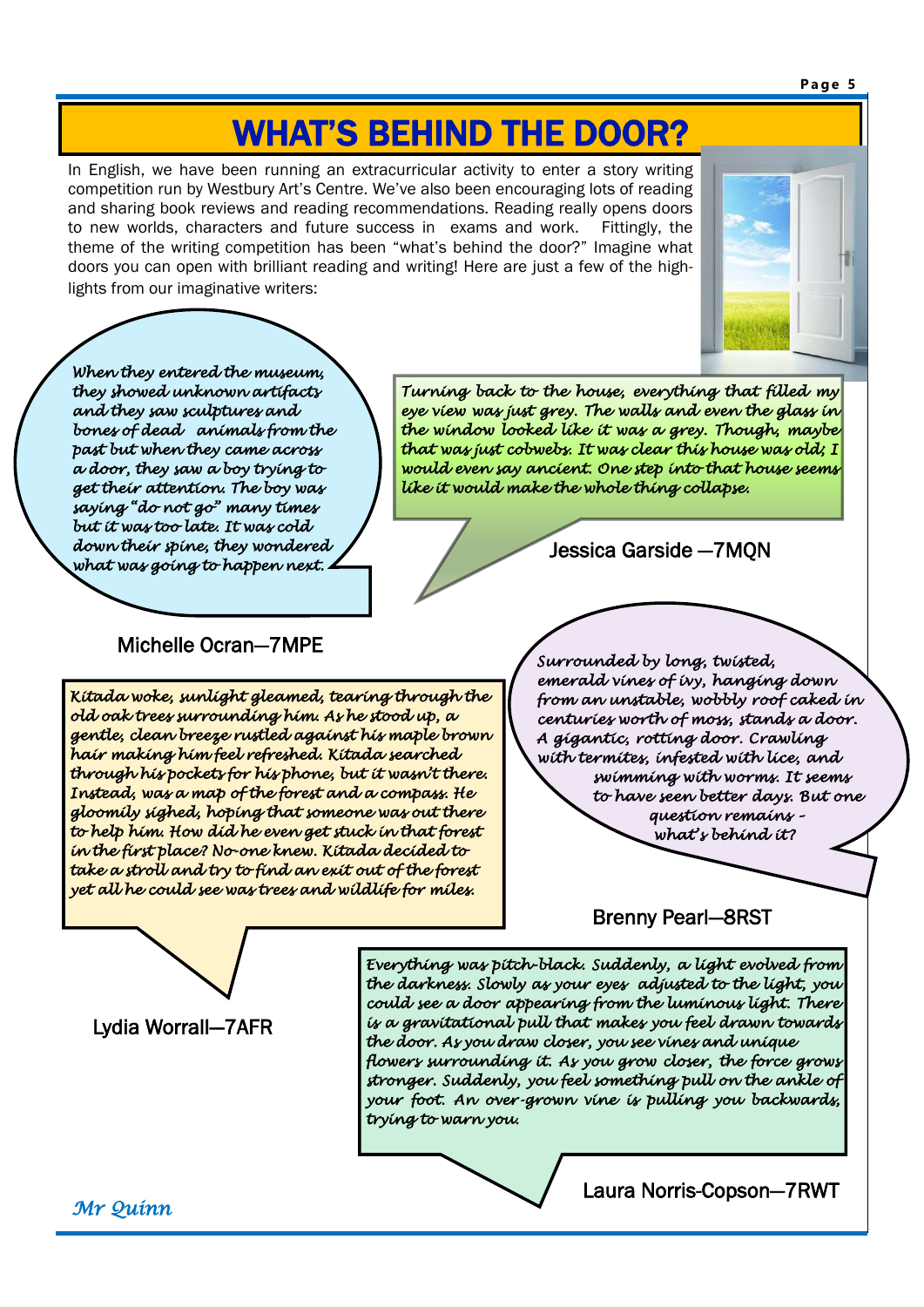# WHAT'S BEHIND THE DOOR?

In English, we have been running an extracurricular activity to enter a story writing competition run by Westbury Art's Centre. We've also been encouraging lots of reading and sharing book reviews and reading recommendations. Reading really opens doors to new worlds, characters and future success in exams and work. Fittingly, the theme of the writing competition has been "what's behind the door?" Imagine what doors you can open with brilliant reading and writing! Here are just a few of the highlights from our imaginative writers:

*When they entered the museum, they showed unknown artifacts and they saw sculptures and bones of dead animals from the past but when they came across a door, they saw a boy trying to get their attention. The boy was saying "do not go" many times but it was too late. It was cold down their spine, they wondered what was going to happen next.*

Michelle Ocran—7MPE

*Turning back to the house, everything that filled my eye view was just grey. The walls and even the glass in the window looked like it was a grey. Though, maybe that was just cobwebs. It was clear this house was old; I would even say ancient. One step into that house seems like it would make the whole thing collapse.*

Jessica Garside —7MQN

*Kitada woke, sunlight gleamed, tearing through the old oak trees surrounding him. As he stood up, a gentle, clean breeze rustled against his maple brown hair making him feel refreshed. Kitada searched through his pockets for his phone, but it wasn't there. Instead, was a map of the forest and a compass. He gloomily sighed, hoping that someone was out there to help him. How did he even get stuck in that forest in the first place? No-one knew. Kitada decided to take a stroll and try to find an exit out of the forest yet all he could see was trees and wildlife for miles.*

Lydia Worrall—7AFR

*Surrounded by long, twisted, emerald vines of ivy, hanging down from an unstable, wobbly roof caked in centuries worth of moss, stands a door. A gigantic, rotting door. Crawling with termites, infested with lice, and swimming with worms. It seems to have seen better days. But one question remains – what's behind it?*

Brenny Pearl—8RST

*Everything was pitch-black. Suddenly, a light evolved from the darkness. Slowly as your eyes adjusted to the light, you could see a door appearing from the luminous light. There is a gravitational pull that makes you feel drawn towards the door. As you draw closer, you see vines and unique flowers surrounding it. As you grow closer, the force grows stronger. Suddenly, you feel something pull on the ankle of your foot. An over-grown vine is pulling you backwards, trying to warn you.*

Laura Norris-Copson—7RWT

*Mr Quinn*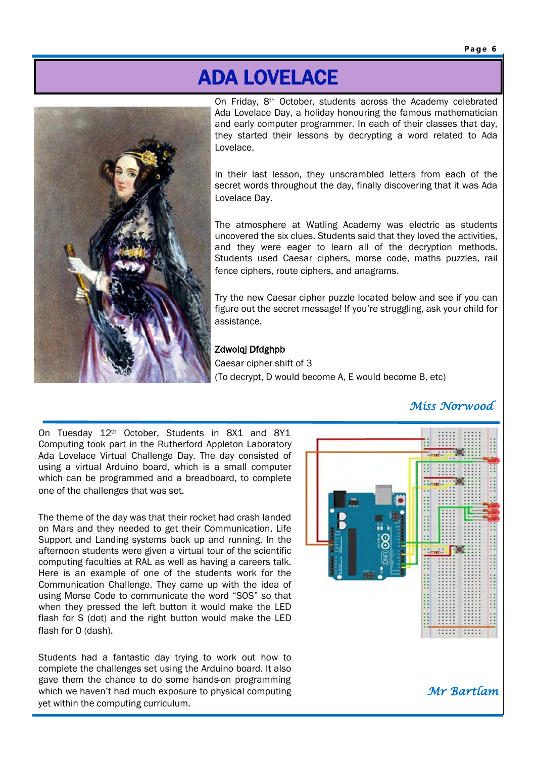# ADA LOVELACE

On Friday, 8th October, students across the Academy celebrated Ada Lovelace Day, a holiday honouring the famous mathematician and early computer programmer. In each of their classes that day, they started their lessons by decrypting a word related to Ada Lovelace.

In their last lesson, they unscrambled letters from each of the secret words throughout the day, finally discovering that it was Ada Lovelace Day.

The atmosphere at Watling Academy was electric as students uncovered the six clues. Students said that they loved the activities, and they were eager to learn all of the decryption methods. Students used Caesar ciphers, morse code, maths puzzles, rail fence ciphers, route ciphers, and anagrams.

Try the new Caesar cipher puzzle located below and see if you can figure out the secret message! If you're struggling, ask your child for assistance.

Zdwolqj Dfdghpb

Caesar cipher shift of 3

(To decrypt, D would become A, E would become B, etc)

*Miss Norwood*

On Tuesday 12th October, Students in 8X1 and 8Y1 Computing took part in the Rutherford Appleton Laboratory Ada Lovelace Virtual Challenge Day. The day consisted of using a virtual Arduino board, which is a small computer which can be programmed and a breadboard, to complete one of the challenges that was set.

The theme of the day was that their rocket had crash landed on Mars and they needed to get their Communication, Life Support and Landing systems back up and running. In the afternoon students were given a virtual tour of the scientific computing faculties at RAL as well as having a careers talk. Here is an example of one of the students work for the Communication Challenge. They came up with the idea of using Morse Code to communicate the word "SOS" so that when they pressed the left button it would make the LED flash for S (dot) and the right button would make the LED flash for O (dash).

Students had a fantastic day trying to work out how to complete the challenges set using the Arduino board. It also gave them the chance to do some hands-on programming which we haven't had much exposure to physical computing yet within the computing curriculum.

*Mr Bartlam*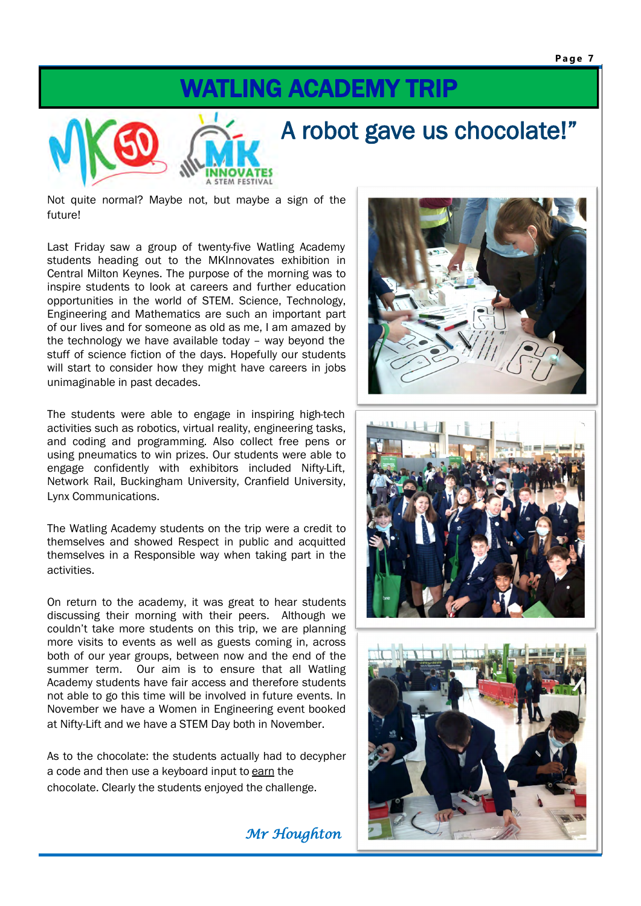# WATLING ACADEMY TRIP

## A robot gave us chocolate!"

Not quite normal? Maybe not, but maybe a sign of the future!

Last Friday saw a group of twenty-five Watling Academy students heading out to the MKInnovates exhibition in Central Milton Keynes. The purpose of the morning was to inspire students to look at careers and further education opportunities in the world of STEM. Science, Technology, Engineering and Mathematics are such an important part of our lives and for someone as old as me, I am amazed by the technology we have available today – way beyond the stuff of science fiction of the days. Hopefully our students will start to consider how they might have careers in jobs unimaginable in past decades.

The students were able to engage in inspiring high-tech activities such as robotics, virtual reality, engineering tasks, and coding and programming. Also collect free pens or using pneumatics to win prizes. Our students were able to engage confidently with exhibitors included Nifty-Lift, Network Rail, Buckingham University, Cranfield University, Lynx Communications.

The Watling Academy students on the trip were a credit to themselves and showed Respect in public and acquitted themselves in a Responsible way when taking part in the activities.

On return to the academy, it was great to hear students discussing their morning with their peers. Although we couldn't take more students on this trip, we are planning more visits to events as well as guests coming in, across both of our year groups, between now and the end of the summer term. Our aim is to ensure that all Watling Academy students have fair access and therefore students not able to go this time will be involved in future events. In November we have a Women in Engineering event booked at Nifty-Lift and we have a STEM Day both in November.

As to the chocolate: the students actually had to decypher a code and then use a keyboard input to earn the chocolate. Clearly the students enjoyed the challenge.

*Mr Houghton*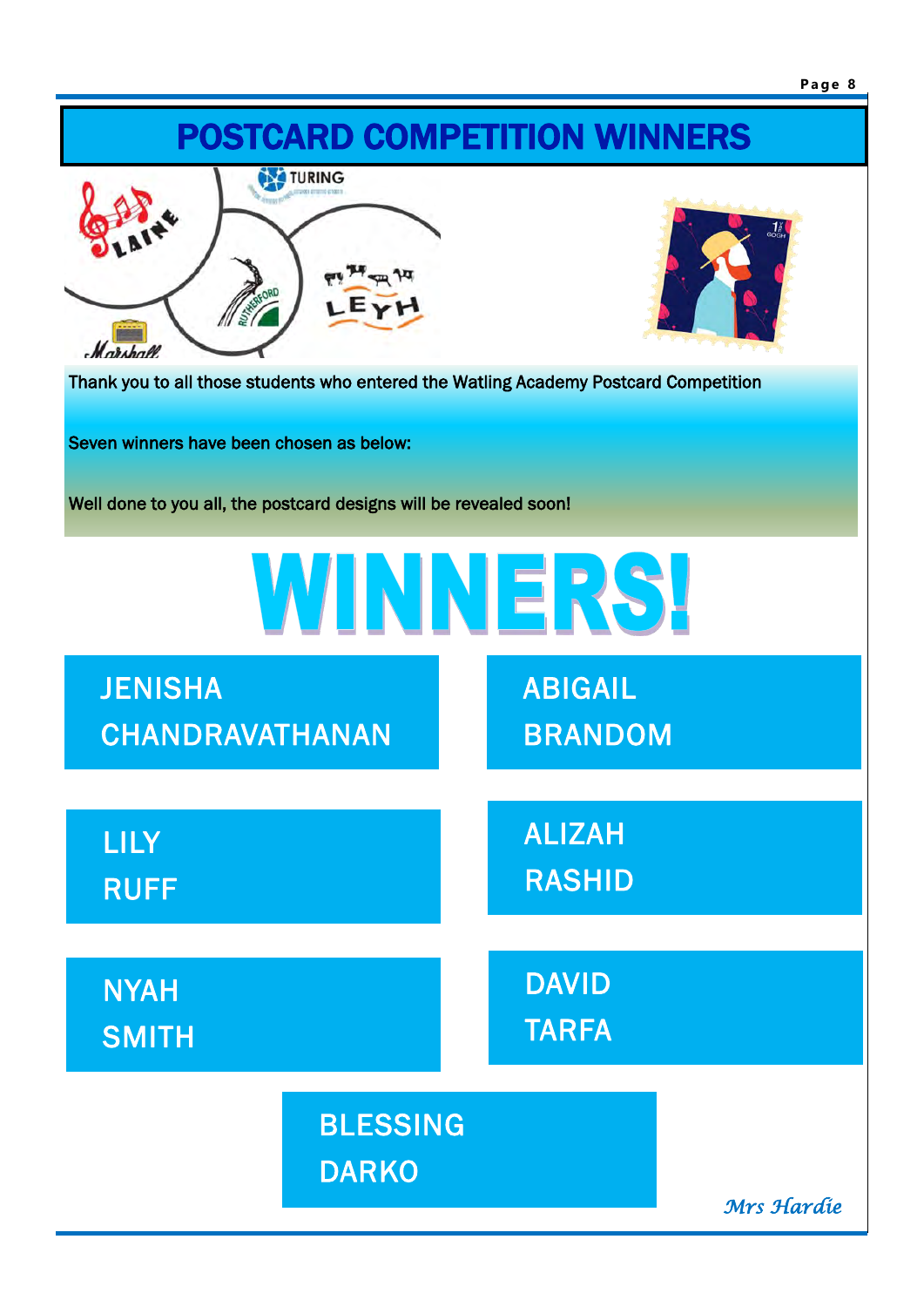# POSTCARD COMPETITION WINNERS

Thank you to all those students who entered the Watling Academy Postcard Competition

Seven winners have been chosen as below:

Well done to you all, the postcard designs will be revealed soon!

## WINNERS!

- JENISHA CHANDRAVATHANAN
- ABIGAIL BRANDOM
- LILY RUFF
- ALIZAH RASHID
- NYAH SMITH
- DAVID TARFA
- BLESSING DARKO

*Mrs Hardie*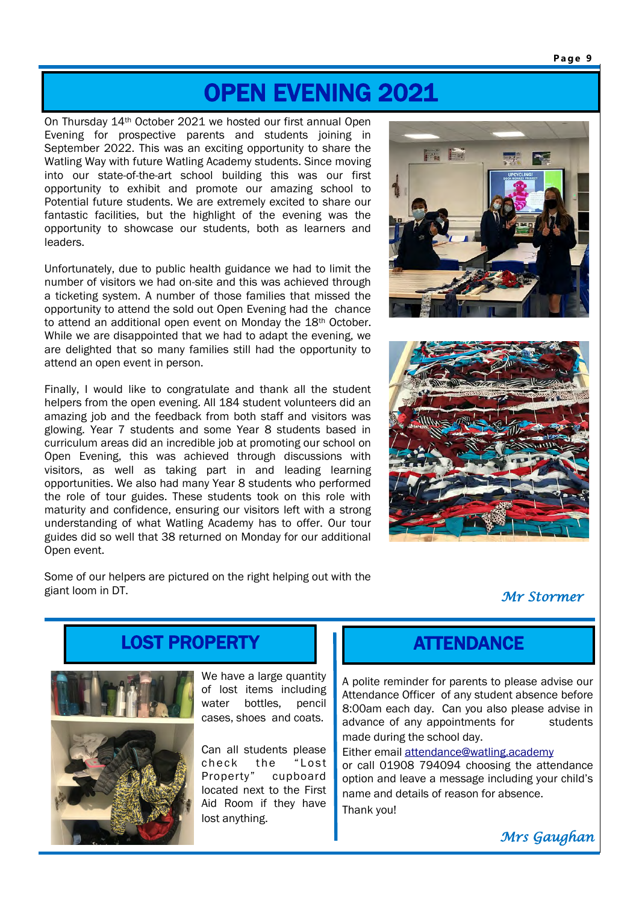# OPEN EVENING 2021

On Thursday 14th October 2021 we hosted our first annual Open Evening for prospective parents and students joining in September 2022. This was an exciting opportunity to share the Watling Way with future Watling Academy students. Since moving into our state-of-the-art school building this was our first opportunity to exhibit and promote our amazing school to Potential future students. We are extremely excited to share our fantastic facilities, but the highlight of the evening was the opportunity to showcase our students, both as learners and leaders.

Unfortunately, due to public health guidance we had to limit the number of visitors we had on-site and this was achieved through a ticketing system. A number of those families that missed the opportunity to attend the sold out Open Evening had the chance to attend an additional open event on Monday the 18th October. While we are disappointed that we had to adapt the evening, we are delighted that so many families still had the opportunity to attend an open event in person.

Finally, I would like to congratulate and thank all the student helpers from the open evening. All 184 student volunteers did an amazing job and the feedback from both staff and visitors was glowing. Year 7 students and some Year 8 students based in curriculum areas did an incredible job at promoting our school on Open Evening, this was achieved through discussions with visitors, as well as taking part in and leading learning opportunities. We also had many Year 8 students who performed the role of tour guides. These students took on this role with maturity and confidence, ensuring our visitors left with a strong understanding of what Watling Academy has to offer. Our tour guides did so well that 38 returned on Monday for our additional Open event.

Some of our helpers are pictured on the right helping out with the giant loom in DT.

*Mr Stormer*

## LOST PROPERTY

We have a large quantity of lost items including water bottles, pencil cases, shoes and coats.

Can all students please check the "Lost Property" cupboard located next to the First Aid Room if they have lost anything.

## ATTENDANCE

A polite reminder for parents to please advise our Attendance Officer of any student absence before 8:00am each day. Can you also please advise in advance of any appointments for students made during the school day.

Either email attendance@watling.academy or call 01908 794094 choosing the attendance option and leave a message including your child's name and details of reason for absence.

Thank you!

*Mrs Gaughan*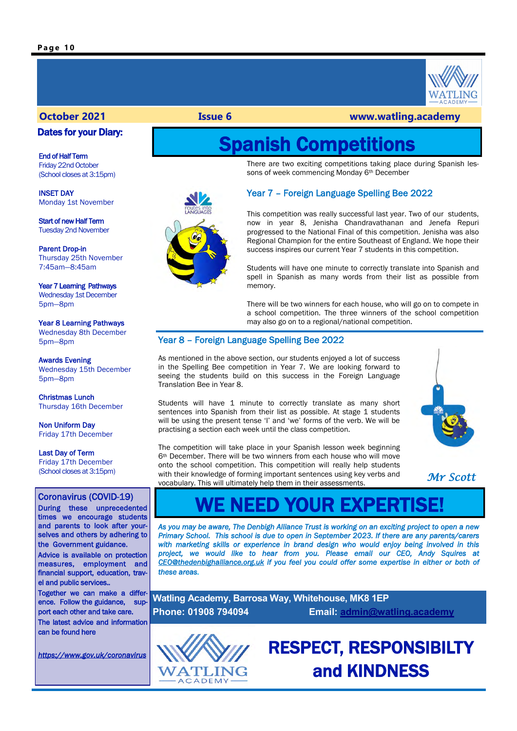October 2021 | Issue 6 | www.watling.academy

## Dates for your Diary:

**End of Half Term**
Friday 22nd October
(School closes at 3:15pm)

**INSET DAY**
Monday 1st November

**Start of new Half Term**
Tuesday 2nd November

**Parent Drop-in**
Thursday 25th November
7:45am—8:45am

**Year 7 Learning Pathways**
Wednesday 1st December
5pm—8pm

**Year 8 Learning Pathways**
Wednesday 8th December
5pm—8pm

**Awards Evening**
Wednesday 15th December
5pm—8pm

**Christmas Lunch**
Thursday 16th December

**Non Uniform Day**
Friday 17th December

**Last Day of Term**
Friday 17th December
(School closes at 3:15pm)

### Coronavirus (COVID-19)

During these unprecedented times we encourage students and parents to look after yourselves and others by adhering to the Government guidance.

Advice is available on protection measures, employment and financial support, education, travel and public services..

Together we can make a difference. Follow the guidance, support each other and take care.

The latest advice and information can be found here

https://www.gov.uk/coronavirus

# Spanish Competitions

There are two exciting competitions taking place during Spanish lessons of week commencing Monday 6th December

## Year 7 – Foreign Language Spelling Bee 2022

This competition was really successful last year. Two of our students, now in year 8, Jenisha Chandravathanan and Jenefa Repuri progressed to the National Final of this competition. Jenisha was also Regional Champion for the entire Southeast of England. We hope their success inspires our current Year 7 students in this competition.

Students will have one minute to correctly translate into Spanish and spell in Spanish as many words from their list as possible from memory.

There will be two winners for each house, who will go on to compete in a school competition. The three winners of the school competition may also go on to a regional/national competition.

## Year 8 – Foreign Language Spelling Bee 2022

As mentioned in the above section, our students enjoyed a lot of success in the Spelling Bee competition in Year 7. We are looking forward to seeing the students build on this success in the Foreign Language Translation Bee in Year 8.

Students will have 1 minute to correctly translate as many short sentences into Spanish from their list as possible. At stage 1 students will be using the present tense 'I' and 'we' forms of the verb. We will be practising a section each week until the class competition.

The competition will take place in your Spanish lesson week beginning 6th December. There will be two winners from each house who will move onto the school competition. This competition will really help students with their knowledge of forming important sentences using key verbs and vocabulary. This will ultimately help them in their assessments.

*Mr Scott*

# WE NEED YOUR EXPERTISE!

*As you may be aware, The Denbigh Alliance Trust is working on an exciting project to open a new Primary School. This school is due to open in September 2023. If there are any parents/carers with marketing skills or experience in brand design who would enjoy being involved in this project, we would like to hear from you. Please email our CEO, Andy Squires at CEO@thedenbighalliance.org.uk if you feel you could offer some expertise in either or both of these areas.*

**Watling Academy, Barrosa Way, Whitehouse, MK8 1EP**
**Phone: 01908 794094** **Email: admin@watling.academy**

**RESPECT, RESPONSIBILTY and KINDNESS**